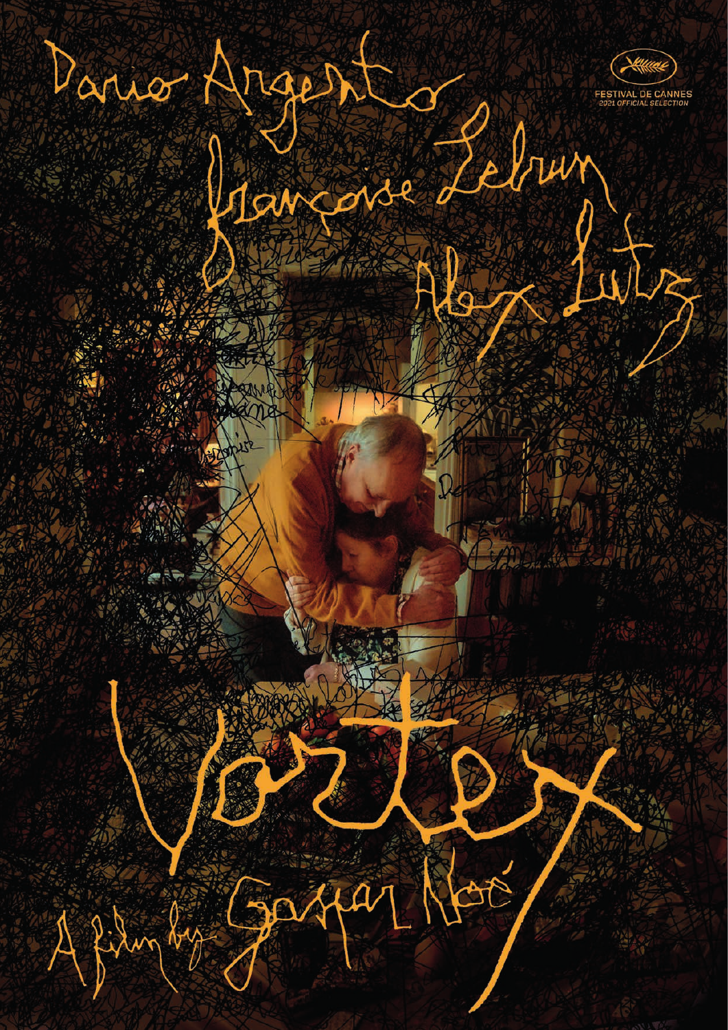Dario Argento

Françoise Lebrun

Alex Lutz

FESTIVAL DE CANNES
2021 OFFICIAL SELECTION

# Vortex

A film by Gaspar Noé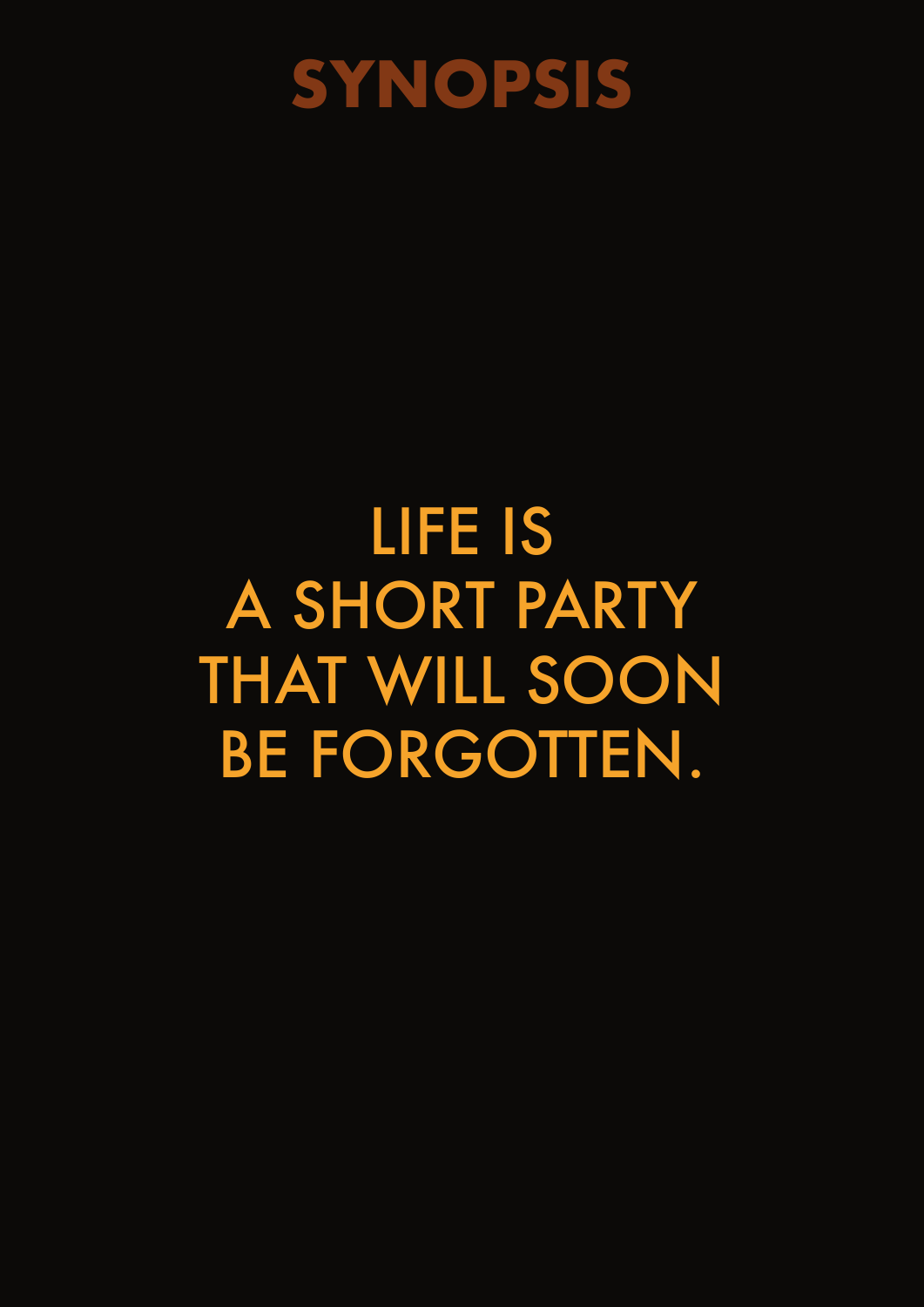# SYNOPSIS

LIFE IS
A SHORT PARTY
THAT WILL SOON
BE FORGOTTEN.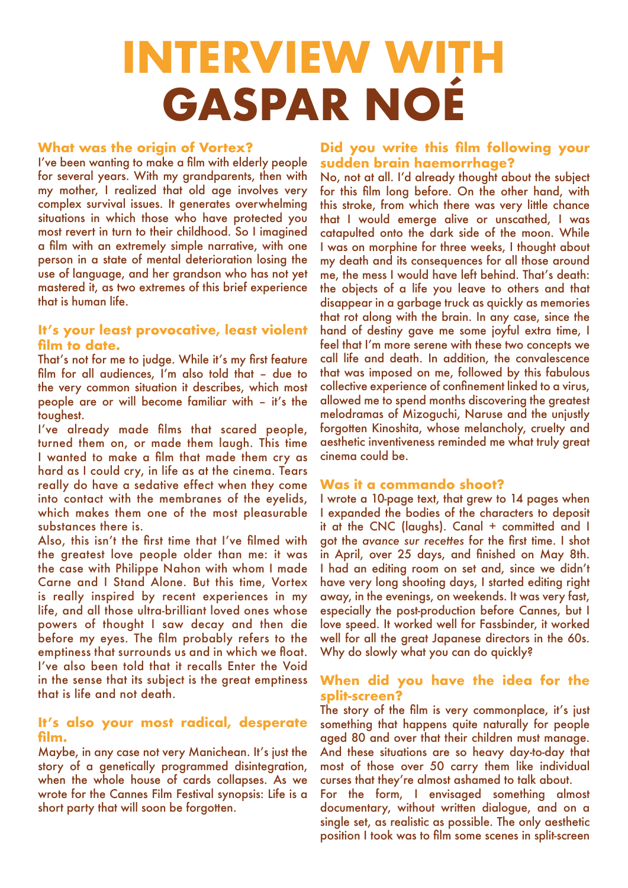# INTERVIEW WITH GASPAR NOÉ

### What was the origin of Vortex?

I've been wanting to make a film with elderly people for several years. With my grandparents, then with my mother, I realized that old age involves very complex survival issues. It generates overwhelming situations in which those who have protected you most revert in turn to their childhood. So I imagined a film with an extremely simple narrative, with one person in a state of mental deterioration losing the use of language, and her grandson who has not yet mastered it, as two extremes of this brief experience that is human life.

### It's your least provocative, least violent film to date.

That's not for me to judge. While it's my first feature film for all audiences, I'm also told that – due to the very common situation it describes, which most people are or will become familiar with – it's the toughest.

I've already made films that scared people, turned them on, or made them laugh. This time I wanted to make a film that made them cry as hard as I could cry, in life as at the cinema. Tears really do have a sedative effect when they come into contact with the membranes of the eyelids, which makes them one of the most pleasurable substances there is.

Also, this isn't the first time that I've filmed with the greatest love people older than me: it was the case with Philippe Nahon with whom I made Carne and I Stand Alone. But this time, Vortex is really inspired by recent experiences in my life, and all those ultra-brilliant loved ones whose powers of thought I saw decay and then die before my eyes. The film probably refers to the emptiness that surrounds us and in which we float. I've also been told that it recalls Enter the Void in the sense that its subject is the great emptiness that is life and not death.

### It's also your most radical, desperate film.

Maybe, in any case not very Manichean. It's just the story of a genetically programmed disintegration, when the whole house of cards collapses. As we wrote for the Cannes Film Festival synopsis: Life is a short party that will soon be forgotten.

### Did you write this film following your sudden brain haemorrhage?

No, not at all. I'd already thought about the subject for this film long before. On the other hand, with this stroke, from which there was very little chance that I would emerge alive or unscathed, I was catapulted onto the dark side of the moon. While I was on morphine for three weeks, I thought about my death and its consequences for all those around me, the mess I would have left behind. That's death: the objects of a life you leave to others and that disappear in a garbage truck as quickly as memories that rot along with the brain. In any case, since the hand of destiny gave me some joyful extra time, I feel that I'm more serene with these two concepts we call life and death. In addition, the convalescence that was imposed on me, followed by this fabulous collective experience of confinement linked to a virus, allowed me to spend months discovering the greatest melodramas of Mizoguchi, Naruse and the unjustly forgotten Kinoshita, whose melancholy, cruelty and aesthetic inventiveness reminded me what truly great cinema could be.

### Was it a commando shoot?

I wrote a 10-page text, that grew to 14 pages when I expanded the bodies of the characters to deposit it at the CNC (laughs). Canal + committed and I got the *avance sur recettes* for the first time. I shot in April, over 25 days, and finished on May 8th. I had an editing room on set and, since we didn't have very long shooting days, I started editing right away, in the evenings, on weekends. It was very fast, especially the post-production before Cannes, but I love speed. It worked well for Fassbinder, it worked well for all the great Japanese directors in the 60s. Why do slowly what you can do quickly?

### When did you have the idea for the split-screen?

The story of the film is very commonplace, it's just something that happens quite naturally for people aged 80 and over that their children must manage. And these situations are so heavy day-to-day that most of those over 50 carry them like individual curses that they're almost ashamed to talk about.

For the form, I envisaged something almost documentary, without written dialogue, and on a single set, as realistic as possible. The only aesthetic position I took was to film some scenes in split-screen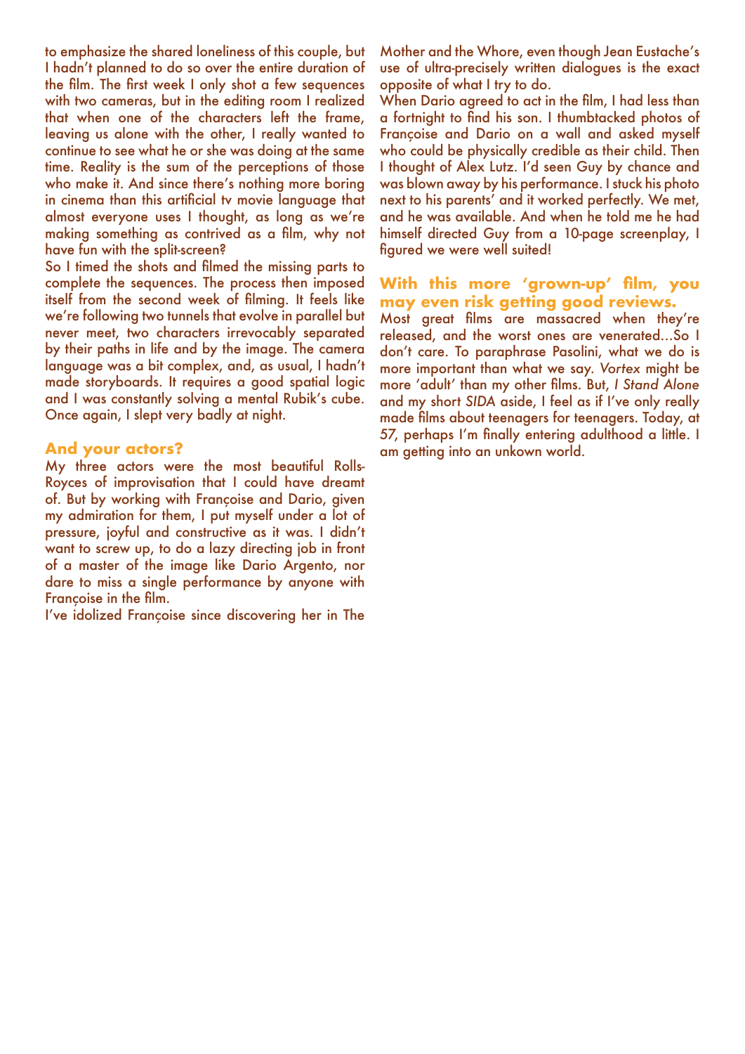to emphasize the shared loneliness of this couple, but I hadn't planned to do so over the entire duration of the film. The first week I only shot a few sequences with two cameras, but in the editing room I realized that when one of the characters left the frame, leaving us alone with the other, I really wanted to continue to see what he or she was doing at the same time. Reality is the sum of the perceptions of those who make it. And since there's nothing more boring in cinema than this artificial tv movie language that almost everyone uses I thought, as long as we're making something as contrived as a film, why not have fun with the split-screen?

So I timed the shots and filmed the missing parts to complete the sequences. The process then imposed itself from the second week of filming. It feels like we're following two tunnels that evolve in parallel but never meet, two characters irrevocably separated by their paths in life and by the image. The camera language was a bit complex, and, as usual, I hadn't made storyboards. It requires a good spatial logic and I was constantly solving a mental Rubik's cube. Once again, I slept very badly at night.

## And your actors?

My three actors were the most beautiful Rolls-Royces of improvisation that I could have dreamt of. But by working with Françoise and Dario, given my admiration for them, I put myself under a lot of pressure, joyful and constructive as it was. I didn't want to screw up, to do a lazy directing job in front of a master of the image like Dario Argento, nor dare to miss a single performance by anyone with Françoise in the film.

I've idolized Françoise since discovering her in The Mother and the Whore, even though Jean Eustache's use of ultra-precisely written dialogues is the exact opposite of what I try to do.

When Dario agreed to act in the film, I had less than a fortnight to find his son. I thumbtacked photos of Françoise and Dario on a wall and asked myself who could be physically credible as their child. Then I thought of Alex Lutz. I'd seen Guy by chance and was blown away by his performance. I stuck his photo next to his parents' and it worked perfectly. We met, and he was available. And when he told me he had himself directed Guy from a 10-page screenplay, I figured we were well suited!

## With this more 'grown-up' film, you may even risk getting good reviews.

Most great films are massacred when they're released, and the worst ones are venerated...So I don't care. To paraphrase Pasolini, what we do is more important than what we say. *Vortex* might be more 'adult' than my other films. But, *I Stand Alone* and my short *SIDA* aside, I feel as if I've only really made films about teenagers for teenagers. Today, at 57, perhaps I'm finally entering adulthood a little. I am getting into an unkown world.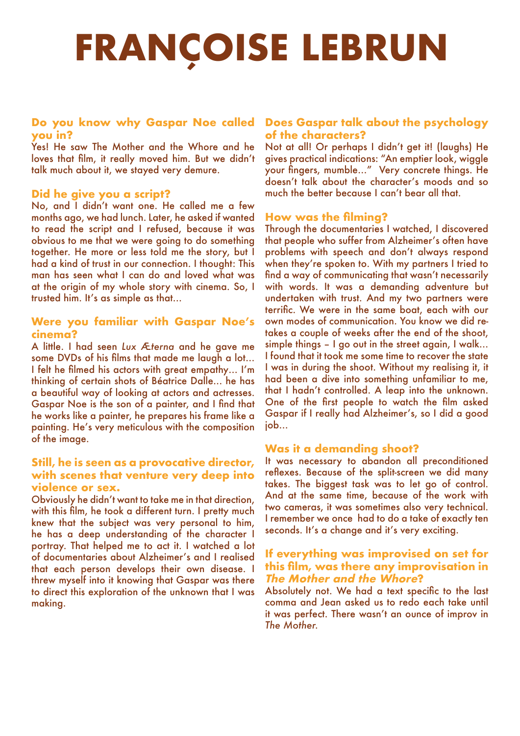# FRANÇOISE LEBRUN

**Do you know why Gaspar Noe called you in?**

Yes! He saw The Mother and the Whore and he loves that film, it really moved him. But we didn't talk much about it, we stayed very demure.

**Did he give you a script?**

No, and I didn't want one. He called me a few months ago, we had lunch. Later, he asked if wanted to read the script and I refused, because it was obvious to me that we were going to do something together. He more or less told me the story, but I had a kind of trust in our connection. I thought: This man has seen what I can do and loved what was at the origin of my whole story with cinema. So, I trusted him. It's as simple as that...

**Were you familiar with Gaspar Noe's cinema?**

A little. I had seen *Lux Æterna* and he gave me some DVDs of his films that made me laugh a lot... I felt he filmed his actors with great empathy... I'm thinking of certain shots of Béatrice Dalle... he has a beautiful way of looking at actors and actresses. Gaspar Noe is the son of a painter, and I find that he works like a painter, he prepares his frame like a painting. He's very meticulous with the composition of the image.

**Still, he is seen as a provocative director, with scenes that venture very deep into violence or sex.**

Obviously he didn't want to take me in that direction, with this film, he took a different turn. I pretty much knew that the subject was very personal to him, he has a deep understanding of the character I portray. That helped me to act it. I watched a lot of documentaries about Alzheimer's and I realised that each person develops their own disease. I threw myself into it knowing that Gaspar was there to direct this exploration of the unknown that I was making.

**Does Gaspar talk about the psychology of the characters?**

Not at all! Or perhaps I didn't get it! (laughs) He gives practical indications: "An emptier look, wiggle your fingers, mumble..." Very concrete things. He doesn't talk about the character's moods and so much the better because I can't bear all that.

**How was the filming?**

Through the documentaries I watched, I discovered that people who suffer from Alzheimer's often have problems with speech and don't always respond when they're spoken to. With my partners I tried to find a way of communicating that wasn't necessarily with words. It was a demanding adventure but undertaken with trust. And my two partners were terrific. We were in the same boat, each with our own modes of communication. You know we did re-takes a couple of weeks after the end of the shoot, simple things – I go out in the street again, I walk... I found that it took me some time to recover the state I was in during the shoot. Without my realising it, it had been a dive into something unfamiliar to me, that I hadn't controlled. A leap into the unknown. One of the first people to watch the film asked Gaspar if I really had Alzheimer's, so I did a good job...

**Was it a demanding shoot?**

It was necessary to abandon all preconditioned reflexes. Because of the split-screen we did many takes. The biggest task was to let go of control. And at the same time, because of the work with two cameras, it was sometimes also very technical. I remember we once had to do a take of exactly ten seconds. It's a change and it's very exciting.

**If everything was improvised on set for this film, was there any improvisation in *The Mother and the Whore*?**

Absolutely not. We had a text specific to the last comma and Jean asked us to redo each take until it was perfect. There wasn't an ounce of improv in *The Mother*.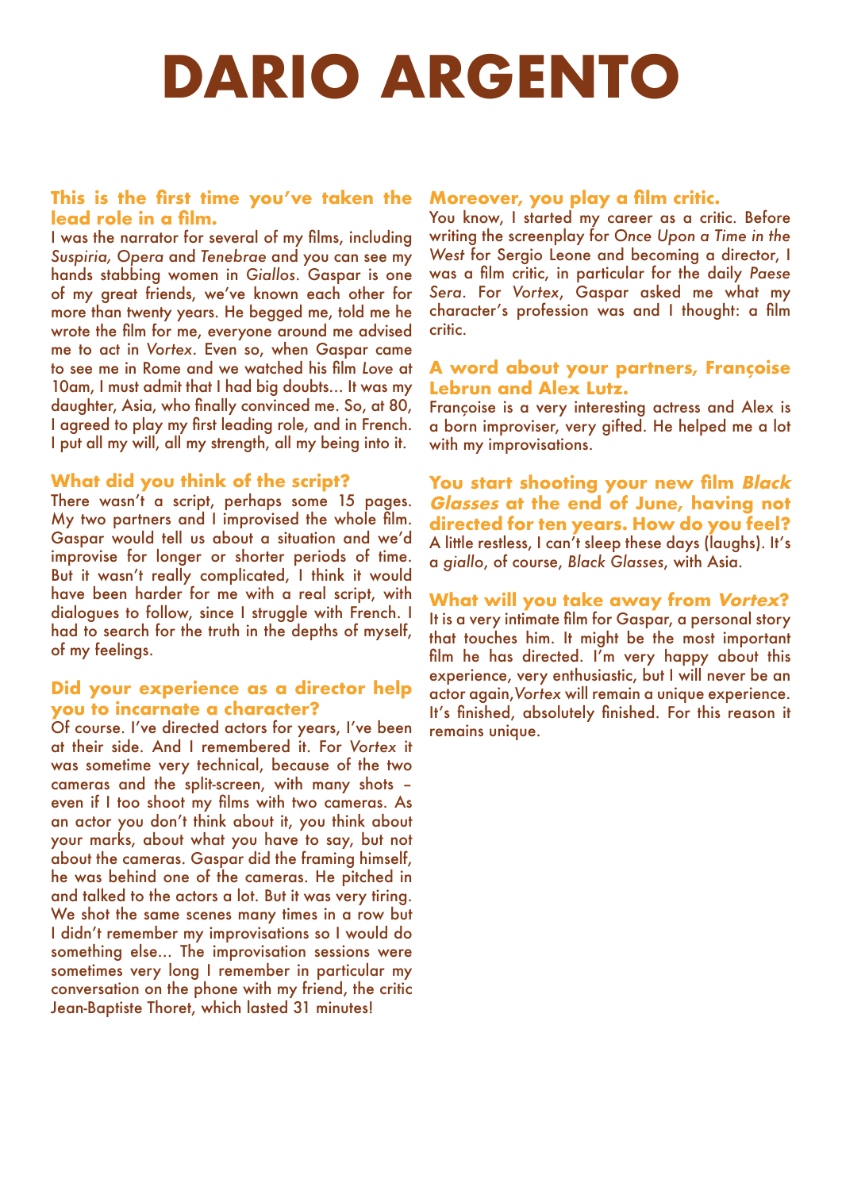# DARIO ARGENTO

### This is the first time you've taken the lead role in a film.

I was the narrator for several of my films, including *Suspiria, Opera* and *Tenebrae* and you can see my hands stabbing women in *Giallos*. Gaspar is one of my great friends, we've known each other for more than twenty years. He begged me, told me he wrote the film for me, everyone around me advised me to act in *Vortex*. Even so, when Gaspar came to see me in Rome and we watched his film *Love* at 10am, I must admit that I had big doubts... It was my daughter, Asia, who finally convinced me. So, at 80, I agreed to play my first leading role, and in French. I put all my will, all my strength, all my being into it.

### What did you think of the script?

There wasn't a script, perhaps some 15 pages. My two partners and I improvised the whole film. Gaspar would tell us about a situation and we'd improvise for longer or shorter periods of time. But it wasn't really complicated, I think it would have been harder for me with a real script, with dialogues to follow, since I struggle with French. I had to search for the truth in the depths of myself, of my feelings.

### Did your experience as a director help you to incarnate a character?

Of course. I've directed actors for years, I've been at their side. And I remembered it. For *Vortex* it was sometime very technical, because of the two cameras and the split-screen, with many shots – even if I too shoot my films with two cameras. As an actor you don't think about it, you think about your marks, about what you have to say, but not about the cameras. Gaspar did the framing himself, he was behind one of the cameras. He pitched in and talked to the actors a lot. But it was very tiring. We shot the same scenes many times in a row but I didn't remember my improvisations so I would do something else... The improvisation sessions were sometimes very long I remember in particular my conversation on the phone with my friend, the critic Jean-Baptiste Thoret, which lasted 31 minutes!

### Moreover, you play a film critic.

You know, I started my career as a critic. Before writing the screenplay for *Once Upon a Time in the West* for Sergio Leone and becoming a director, I was a film critic, in particular for the daily *Paese Sera*. For *Vortex*, Gaspar asked me what my character's profession was and I thought: a film critic.

### A word about your partners, Françoise Lebrun and Alex Lutz.

Françoise is a very interesting actress and Alex is a born improviser, very gifted. He helped me a lot with my improvisations.

### You start shooting your new film *Black Glasses* at the end of June, having not directed for ten years. How do you feel?

A little restless, I can't sleep these days (laughs). It's a *giallo*, of course, *Black Glasses*, with Asia.

### What will you take away from *Vortex*?

It is a very intimate film for Gaspar, a personal story that touches him. It might be the most important film he has directed. I'm very happy about this experience, very enthusiastic, but I will never be an actor again, *Vortex* will remain a unique experience. It's finished, absolutely finished. For this reason it remains unique.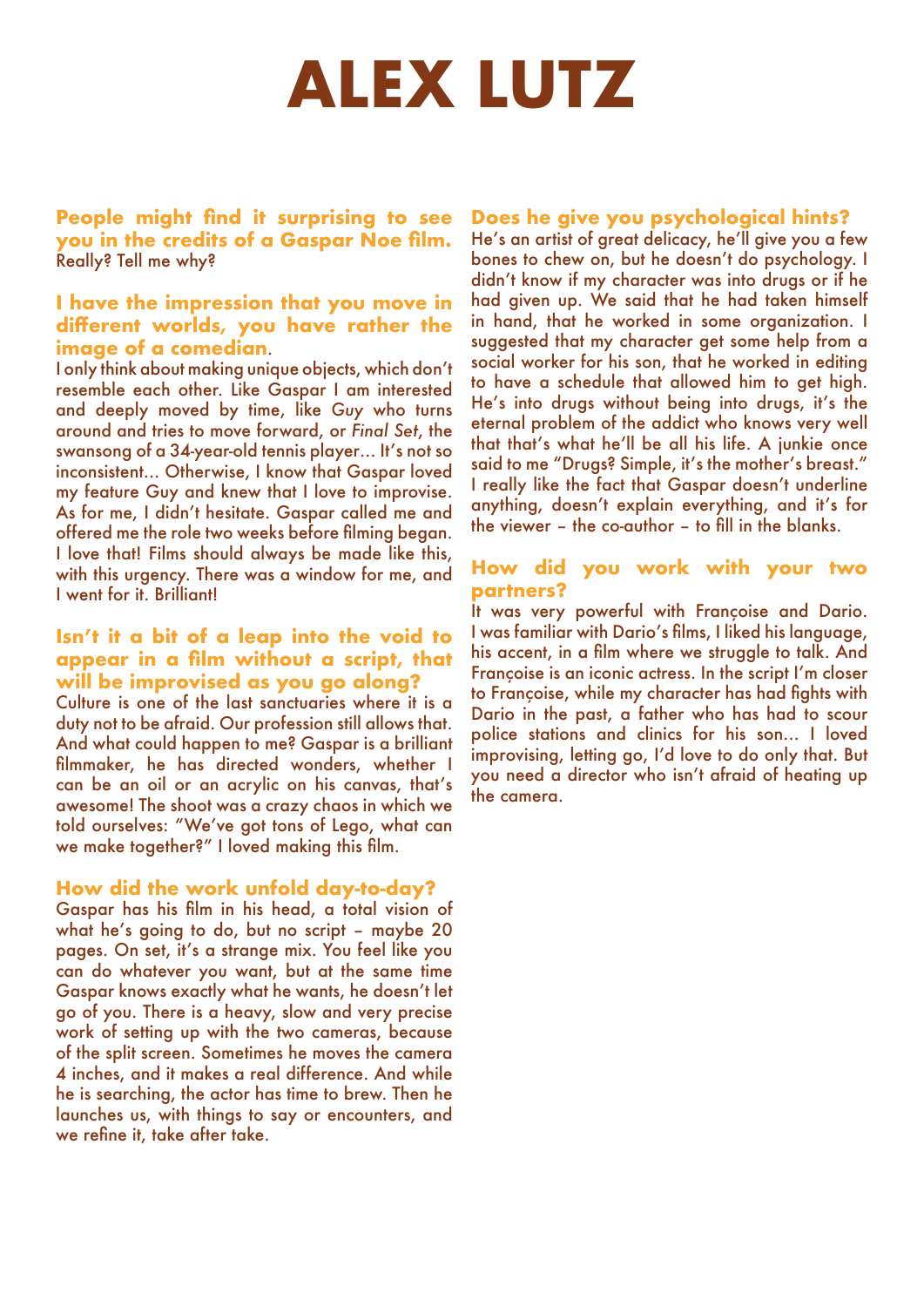# ALEX LUTZ

**People might find it surprising to see you in the credits of a Gaspar Noe film.**
Really? Tell me why?

**I have the impression that you move in different worlds, you have rather the image of a comedian.**
I only think about making unique objects, which don't resemble each other. Like Gaspar I am interested and deeply moved by time, like *Guy* who turns around and tries to move forward, or *Final Set*, the swansong of a 34-year-old tennis player... It's not so inconsistent... Otherwise, I know that Gaspar loved my feature Guy and knew that I love to improvise. As for me, I didn't hesitate. Gaspar called me and offered me the role two weeks before filming began. I love that! Films should always be made like this, with this urgency. There was a window for me, and I went for it. Brilliant!

**Isn't it a bit of a leap into the void to appear in a film without a script, that will be improvised as you go along?**
Culture is one of the last sanctuaries where it is a duty not to be afraid. Our profession still allows that. And what could happen to me? Gaspar is a brilliant filmmaker, he has directed wonders, whether I can be an oil or an acrylic on his canvas, that's awesome! The shoot was a crazy chaos in which we told ourselves: "We've got tons of Lego, what can we make together?" I loved making this film.

**How did the work unfold day-to-day?**
Gaspar has his film in his head, a total vision of what he's going to do, but no script – maybe 20 pages. On set, it's a strange mix. You feel like you can do whatever you want, but at the same time Gaspar knows exactly what he wants, he doesn't let go of you. There is a heavy, slow and very precise work of setting up with the two cameras, because of the split screen. Sometimes he moves the camera 4 inches, and it makes a real difference. And while he is searching, the actor has time to brew. Then he launches us, with things to say or encounters, and we refine it, take after take.

**Does he give you psychological hints?**
He's an artist of great delicacy, he'll give you a few bones to chew on, but he doesn't do psychology. I didn't know if my character was into drugs or if he had given up. We said that he had taken himself in hand, that he worked in some organization. I suggested that my character get some help from a social worker for his son, that he worked in editing to have a schedule that allowed him to get high. He's into drugs without being into drugs, it's the eternal problem of the addict who knows very well that that's what he'll be all his life. A junkie once said to me "Drugs? Simple, it's the mother's breast." I really like the fact that Gaspar doesn't underline anything, doesn't explain everything, and it's for the viewer – the co-author – to fill in the blanks.

**How did you work with your two partners?**
It was very powerful with Françoise and Dario. I was familiar with Dario's films, I liked his language, his accent, in a film where we struggle to talk. And Françoise is an iconic actress. In the script I'm closer to Françoise, while my character has had fights with Dario in the past, a father who has had to scour police stations and clinics for his son... I loved improvising, letting go, I'd love to do only that. But you need a director who isn't afraid of heating up the camera.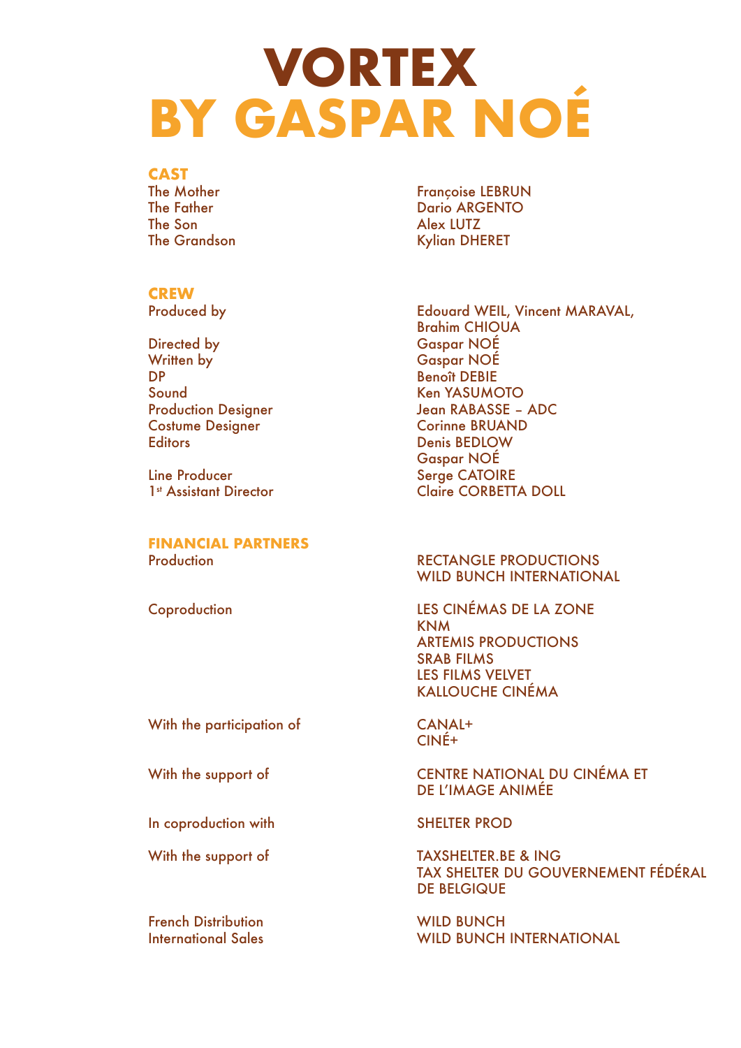# VORTEX
# BY GASPAR NOÉ

## CAST

| | |
|---|---|
| The Mother | Françoise LEBRUN |
| The Father | Dario ARGENTO |
| The Son | Alex LUTZ |
| The Grandson | Kylian DHERET |

## CREW

| | |
|---|---|
| Produced by | Edouard WEIL, Vincent MARAVAL, Brahim CHIOUA |
| Directed by | Gaspar NOÉ |
| Written by | Gaspar NOÉ |
| DP | Benoît DEBIE |
| Sound | Ken YASUMOTO |
| Production Designer | Jean RABASSE – ADC |
| Costume Designer | Corinne BRUAND |
| Editors | Denis BEDLOW<br>Gaspar NOÉ |
| Line Producer | Serge CATOIRE |
| 1st Assistant Director | Claire CORBETTA DOLL |

## FINANCIAL PARTNERS

| | |
|---|---|
| Production | RECTANGLE PRODUCTIONS<br>WILD BUNCH INTERNATIONAL |
| Coproduction | LES CINÉMAS DE LA ZONE<br>KNM<br>ARTEMIS PRODUCTIONS<br>SRAB FILMS<br>LES FILMS VELVET<br>KALLOUCHE CINÉMA |
| With the participation of | CANAL+<br>CINÉ+ |
| With the support of | CENTRE NATIONAL DU CINÉMA ET DE L'IMAGE ANIMÉE |
| In coproduction with | SHELTER PROD |
| With the support of | TAXSHELTER.BE & ING<br>TAX SHELTER DU GOUVERNEMENT FÉDÉRAL DE BELGIQUE |
| French Distribution | WILD BUNCH |
| International Sales | WILD BUNCH INTERNATIONAL |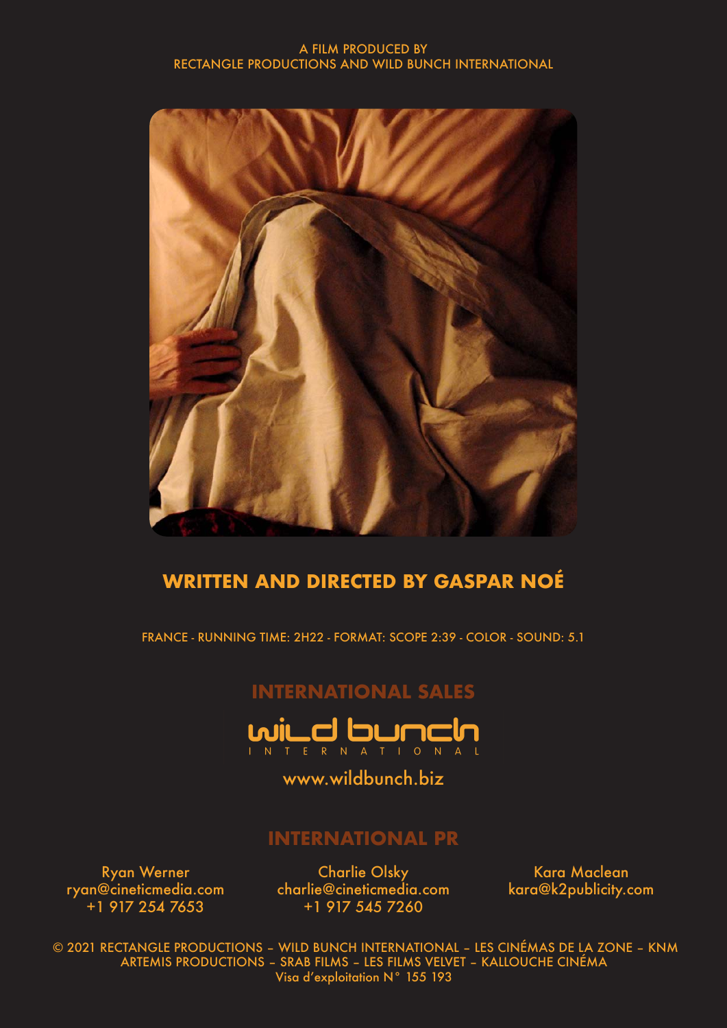A FILM PRODUCED BY
RECTANGLE PRODUCTIONS AND WILD BUNCH INTERNATIONAL

## WRITTEN AND DIRECTED BY GASPAR NOÉ

FRANCE - RUNNING TIME: 2H22 - FORMAT: SCOPE 2:39 - COLOR - SOUND: 5.1

### INTERNATIONAL SALES

wild bunch
INTERNATIONAL

www.wildbunch.biz

### INTERNATIONAL PR

Ryan Werner
ryan@cineticmedia.com
+1 917 254 7653

Charlie Olsky
charlie@cineticmedia.com
+1 917 545 7260

Kara Maclean
kara@k2publicity.com

© 2021 RECTANGLE PRODUCTIONS – WILD BUNCH INTERNATIONAL – LES CINÉMAS DE LA ZONE – KNM
ARTEMIS PRODUCTIONS – SRAB FILMS – LES FILMS VELVET – KALLOUCHE CINÉMA
Visa d'exploitation N° 155 193